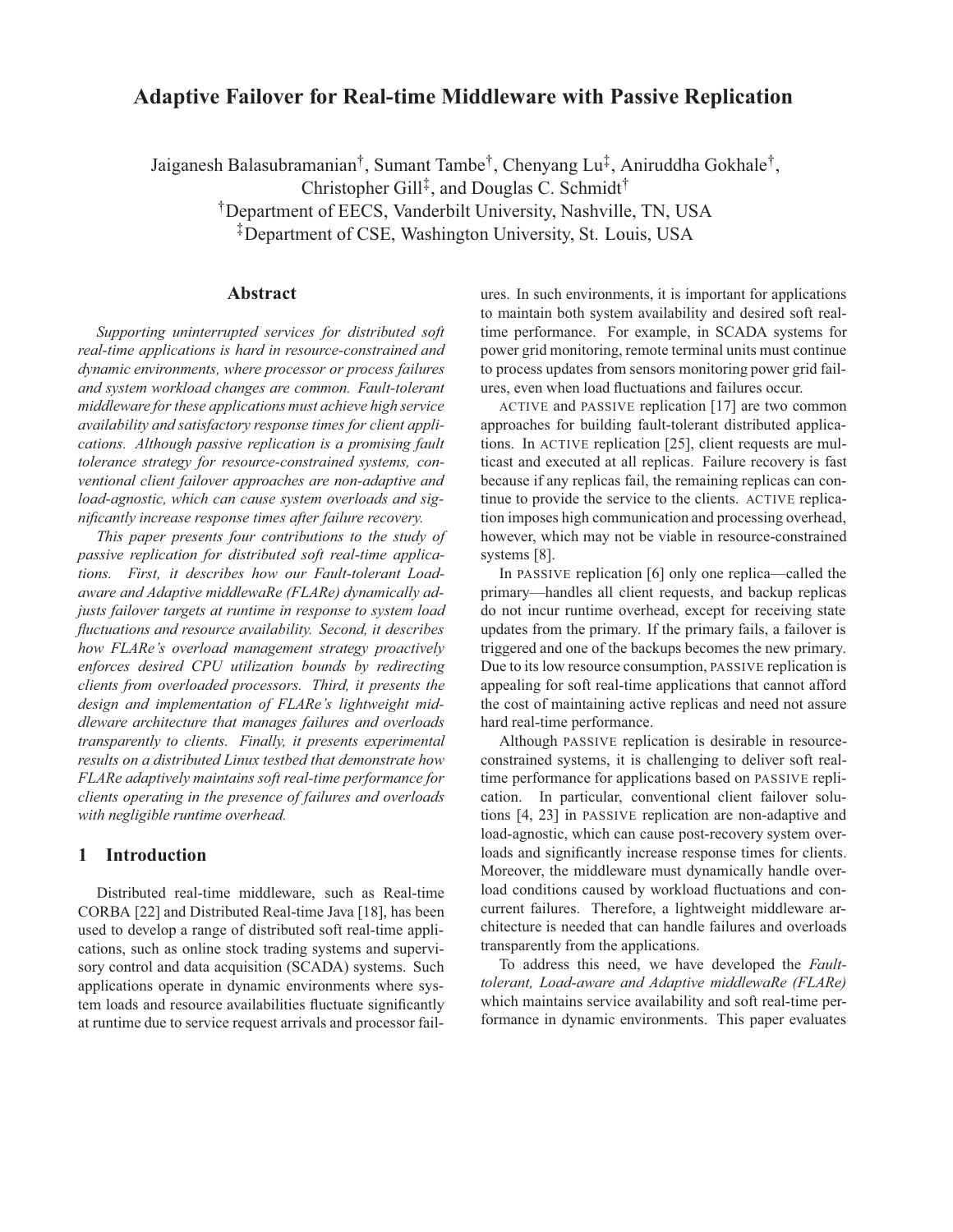# Adaptive Failover for Real-time Middleware with Passive Replication

Jaiganesh Balasubramanian[†], Sumant Tambe[†], Chenyang Lu[‡], Aniruddha Gokhale[†], Christopher Gill[‡], and Douglas C. Schmidt[†]

[†]Department of EECS, Vanderbilt University, Nashville, TN, USA

[‡]Department of CSE, Washington University, St. Louis, USA

## Abstract

*Supporting uninterrupted services for distributed soft real-time applications is hard in resource-constrained and dynamic environments, where processor or process failures and system workload changes are common. Fault-tolerant middleware for these applications must achieve high service availability and satisfactory response times for client applications. Although passive replication is a promising fault tolerance strategy for resource-constrained systems, conventional client failover approaches are non-adaptive and load-agnostic, which can cause system overloads and significantly increase response times after failure recovery.*

*This paper presents four contributions to the study of passive replication for distributed soft real-time applications. First, it describes how our Fault-tolerant Load-aware and Adaptive middlewaRe (FLARe) dynamically adjusts failover targets at runtime in response to system load fluctuations and resource availability. Second, it describes how FLARe's overload management strategy proactively enforces desired CPU utilization bounds by redirecting clients from overloaded processors. Third, it presents the design and implementation of FLARe's lightweight middleware architecture that manages failures and overloads transparently to clients. Finally, it presents experimental results on a distributed Linux testbed that demonstrate how FLARe adaptively maintains soft real-time performance for clients operating in the presence of failures and overloads with negligible runtime overhead.*

## 1 Introduction

Distributed real-time middleware, such as Real-time CORBA [22] and Distributed Real-time Java [18], has been used to develop a range of distributed soft real-time applications, such as online stock trading systems and supervisory control and data acquisition (SCADA) systems. Such applications operate in dynamic environments where system loads and resource availabilities fluctuate significantly at runtime due to service request arrivals and processor failures. In such environments, it is important for applications to maintain both system availability and desired soft real-time performance. For example, in SCADA systems for power grid monitoring, remote terminal units must continue to process updates from sensors monitoring power grid failures, even when load fluctuations and failures occur.

ACTIVE and PASSIVE replication [17] are two common approaches for building fault-tolerant distributed applications. In ACTIVE replication [25], client requests are multicast and executed at all replicas. Failure recovery is fast because if any replicas fail, the remaining replicas can continue to provide the service to the clients. ACTIVE replication imposes high communication and processing overhead, however, which may not be viable in resource-constrained systems [8].

In PASSIVE replication [6] only one replica—called the primary—handles all client requests, and backup replicas do not incur runtime overhead, except for receiving state updates from the primary. If the primary fails, a failover is triggered and one of the backups becomes the new primary. Due to its low resource consumption, PASSIVE replication is appealing for soft real-time applications that cannot afford the cost of maintaining active replicas and need not assure hard real-time performance.

Although PASSIVE replication is desirable in resource-constrained systems, it is challenging to deliver soft real-time performance for applications based on PASSIVE replication. In particular, conventional client failover solutions [4, 23] in PASSIVE replication are non-adaptive and load-agnostic, which can cause post-recovery system overloads and significantly increase response times for clients. Moreover, the middleware must dynamically handle overload conditions caused by workload fluctuations and concurrent failures. Therefore, a lightweight middleware architecture is needed that can handle failures and overloads transparently from the applications.

To address this need, we have developed the *Fault-tolerant, Load-aware and Adaptive middlewaRe (FLARe)* which maintains service availability and soft real-time performance in dynamic environments. This paper evaluates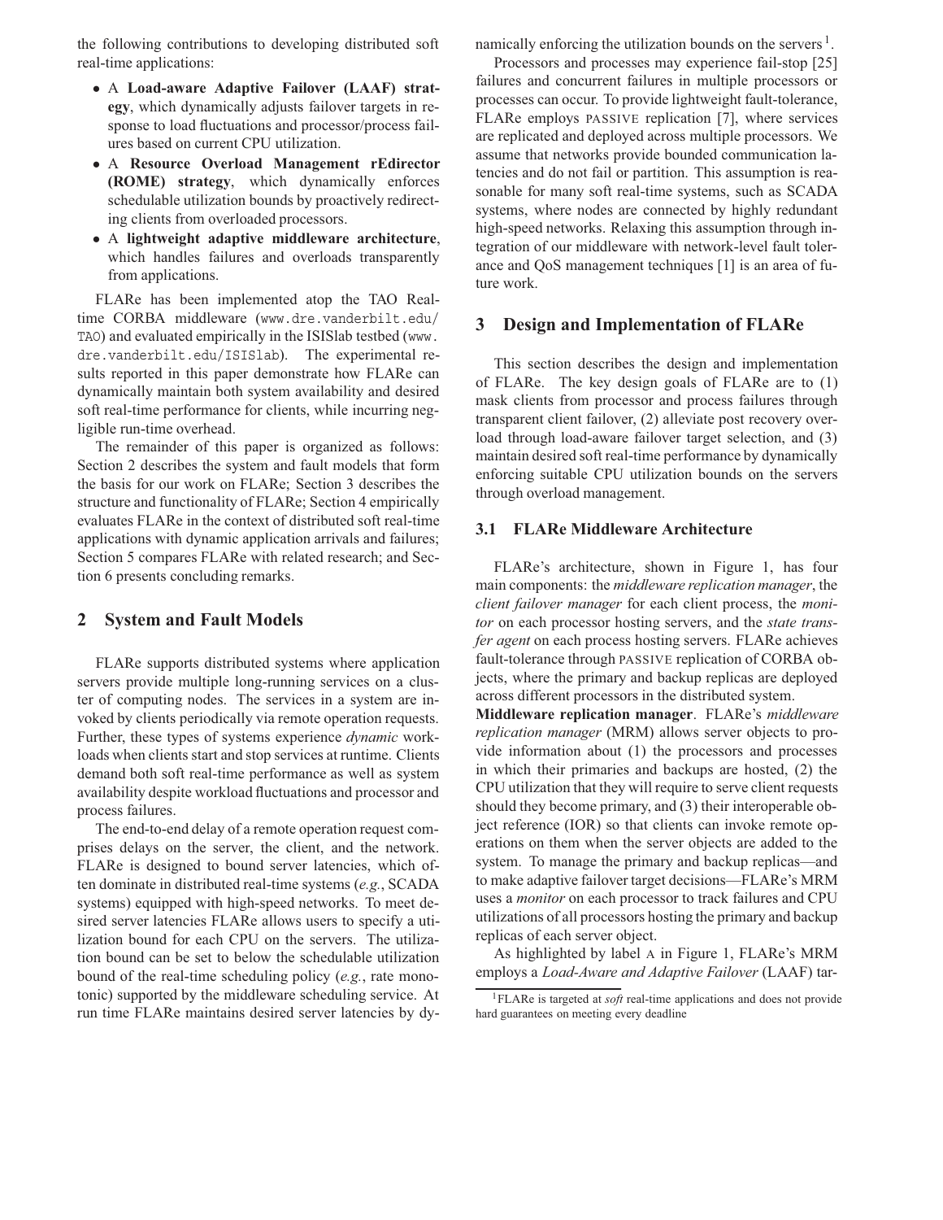the following contributions to developing distributed soft real-time applications:

- A **Load-aware Adaptive Failover (LAAF) strategy**, which dynamically adjusts failover targets in response to load fluctuations and processor/process failures based on current CPU utilization.
- A **Resource Overload Management rEdirector (ROME) strategy**, which dynamically enforces schedulable utilization bounds by proactively redirecting clients from overloaded processors.
- A **lightweight adaptive middleware architecture**, which handles failures and overloads transparently from applications.

FLARe has been implemented atop the TAO Real-time CORBA middleware (www.dre.vanderbilt.edu/TAO) and evaluated empirically in the ISISlab testbed (www.dre.vanderbilt.edu/ISISlab). The experimental results reported in this paper demonstrate how FLARe can dynamically maintain both system availability and desired soft real-time performance for clients, while incurring negligible run-time overhead.

The remainder of this paper is organized as follows: Section 2 describes the system and fault models that form the basis for our work on FLARe; Section 3 describes the structure and functionality of FLARe; Section 4 empirically evaluates FLARe in the context of distributed soft real-time applications with dynamic application arrivals and failures; Section 5 compares FLARe with related research; and Section 6 presents concluding remarks.

## 2 System and Fault Models

FLARe supports distributed systems where application servers provide multiple long-running services on a cluster of computing nodes. The services in a system are invoked by clients periodically via remote operation requests. Further, these types of systems experience *dynamic* workloads when clients start and stop services at runtime. Clients demand both soft real-time performance as well as system availability despite workload fluctuations and processor and process failures.

The end-to-end delay of a remote operation request comprises delays on the server, the client, and the network. FLARe is designed to bound server latencies, which often dominate in distributed real-time systems (*e.g.*, SCADA systems) equipped with high-speed networks. To meet desired server latencies FLARe allows users to specify a utilization bound for each CPU on the servers. The utilization bound can be set to below the schedulable utilization bound of the real-time scheduling policy (*e.g.*, rate monotonic) supported by the middleware scheduling service. At run time FLARe maintains desired server latencies by dynamically enforcing the utilization bounds on the servers [1].

Processors and processes may experience fail-stop [25] failures and concurrent failures in multiple processors or processes can occur. To provide lightweight fault-tolerance, FLARe employs PASSIVE replication [7], where services are replicated and deployed across multiple processors. We assume that networks provide bounded communication latencies and do not fail or partition. This assumption is reasonable for many soft real-time systems, such as SCADA systems, where nodes are connected by highly redundant high-speed networks. Relaxing this assumption through integration of our middleware with network-level fault tolerance and QoS management techniques [1] is an area of future work.

## 3 Design and Implementation of FLARe

This section describes the design and implementation of FLARe. The key design goals of FLARe are to (1) mask clients from processor and process failures through transparent client failover, (2) alleviate post recovery overload through load-aware failover target selection, and (3) maintain desired soft real-time performance by dynamically enforcing suitable CPU utilization bounds on the servers through overload management.

### 3.1 FLARe Middleware Architecture

FLARe's architecture, shown in Figure 1, has four main components: the *middleware replication manager*, the *client failover manager* for each client process, the *monitor* on each processor hosting servers, and the *state transfer agent* on each process hosting servers. FLARe achieves fault-tolerance through PASSIVE replication of CORBA objects, where the primary and backup replicas are deployed across different processors in the distributed system.

**Middleware replication manager**. FLARe's *middleware replication manager* (MRM) allows server objects to provide information about (1) the processors and processes in which their primaries and backups are hosted, (2) the CPU utilization that they will require to serve client requests should they become primary, and (3) their interoperable object reference (IOR) so that clients can invoke remote operations on them when the server objects are added to the system. To manage the primary and backup replicas—and to make adaptive failover target decisions—FLARe's MRM uses a *monitor* on each processor to track failures and CPU utilizations of all processors hosting the primary and backup replicas of each server object.

As highlighted by label A in Figure 1, FLARe's MRM employs a *Load-Aware and Adaptive Failover* (LAAF) tar-

[1] FLARe is targeted at *soft* real-time applications and does not provide hard guarantees on meeting every deadline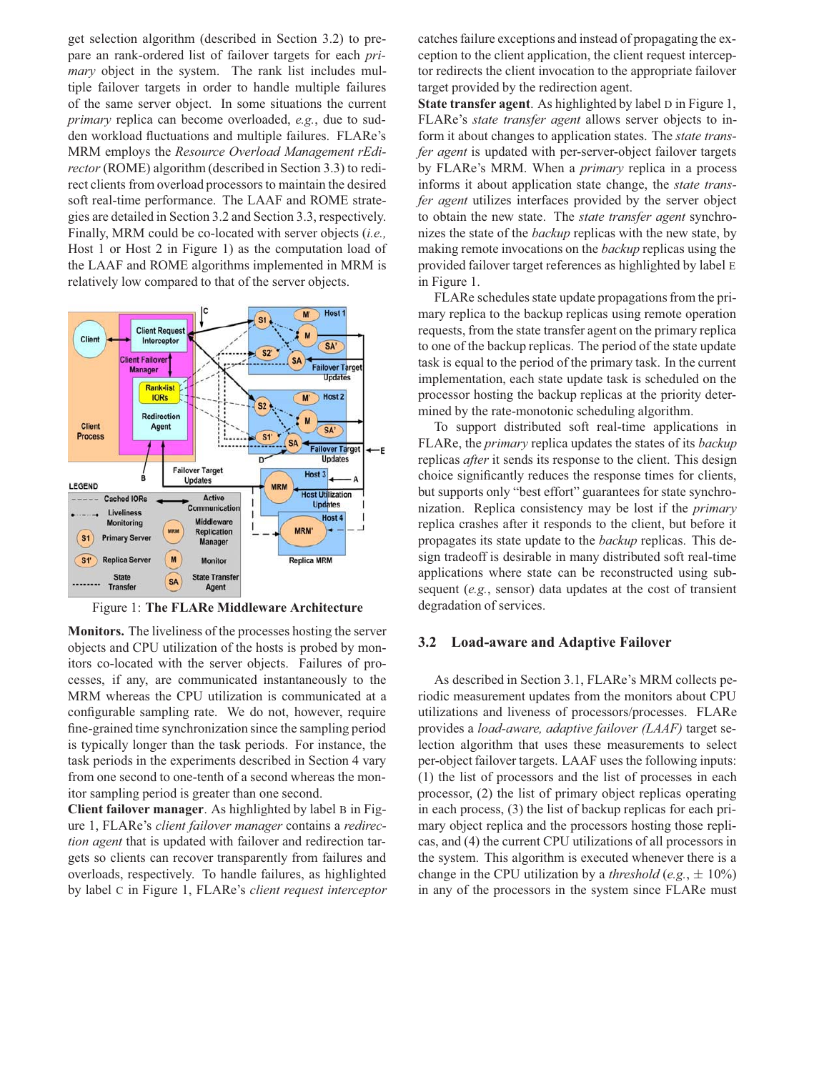get selection algorithm (described in Section 3.2) to prepare an rank-ordered list of failover targets for each *primary* object in the system. The rank list includes multiple failover targets in order to handle multiple failures of the same server object. In some situations the current *primary* replica can become overloaded, *e.g.*, due to sudden workload fluctuations and multiple failures. FLARe's MRM employs the *Resource Overload Management rEdirector* (ROME) algorithm (described in Section 3.3) to redirect clients from overload processors to maintain the desired soft real-time performance. The LAAF and ROME strategies are detailed in Section 3.2 and Section 3.3, respectively. Finally, MRM could be co-located with server objects (*i.e.,* Host 1 or Host 2 in Figure 1) as the computation load of the LAAF and ROME algorithms implemented in MRM is relatively low compared to that of the server objects.

Figure 1: **The FLARe Middleware Architecture**

**Monitors.** The liveliness of the processes hosting the server objects and CPU utilization of the hosts is probed by monitors co-located with the server objects. Failures of processes, if any, are communicated instantaneously to the MRM whereas the CPU utilization is communicated at a configurable sampling rate. We do not, however, require fine-grained time synchronization since the sampling period is typically longer than the task periods. For instance, the task periods in the experiments described in Section 4 vary from one second to one-tenth of a second whereas the monitor sampling period is greater than one second.

**Client failover manager**. As highlighted by label B in Figure 1, FLARe's *client failover manager* contains a *redirection agent* that is updated with failover and redirection targets so clients can recover transparently from failures and overloads, respectively. To handle failures, as highlighted by label C in Figure 1, FLARe's *client request interceptor* catches failure exceptions and instead of propagating the exception to the client application, the client request interceptor redirects the client invocation to the appropriate failover target provided by the redirection agent.

**State transfer agent**. As highlighted by label D in Figure 1, FLARe's *state transfer agent* allows server objects to inform it about changes to application states. The *state transfer agent* is updated with per-server-object failover targets by FLARe's MRM. When a *primary* replica in a process informs it about application state change, the *state transfer agent* utilizes interfaces provided by the server object to obtain the new state. The *state transfer agent* synchronizes the state of the *backup* replicas with the new state, by making remote invocations on the *backup* replicas using the provided failover target references as highlighted by label E in Figure 1.

FLARe schedules state update propagations from the primary replica to the backup replicas using remote operation requests, from the state transfer agent on the primary replica to one of the backup replicas. The period of the state update task is equal to the period of the primary task. In the current implementation, each state update task is scheduled on the processor hosting the backup replicas at the priority determined by the rate-monotonic scheduling algorithm.

To support distributed soft real-time applications in FLARe, the *primary* replica updates the states of its *backup* replicas *after* it sends its response to the client. This design choice significantly reduces the response times for clients, but supports only "best effort" guarantees for state synchronization. Replica consistency may be lost if the *primary* replica crashes after it responds to the client, but before it propagates its state update to the *backup* replicas. This design tradeoff is desirable in many distributed soft real-time applications where state can be reconstructed using subsequent (*e.g.*, sensor) data updates at the cost of transient degradation of services.

## 3.2 Load-aware and Adaptive Failover

As described in Section 3.1, FLARe's MRM collects periodic measurement updates from the monitors about CPU utilizations and liveness of processors/processes. FLARe provides a *load-aware, adaptive failover (LAAF)* target selection algorithm that uses these measurements to select per-object failover targets. LAAF uses the following inputs: (1) the list of processors and the list of processes in each processor, (2) the list of primary object replicas operating in each process, (3) the list of backup replicas for each primary object replica and the processors hosting those replicas, and (4) the current CPU utilizations of all processors in the system. This algorithm is executed whenever there is a change in the CPU utilization by a *threshold* (*e.g.*, $\pm$ 10%) in any of the processors in the system since FLARe must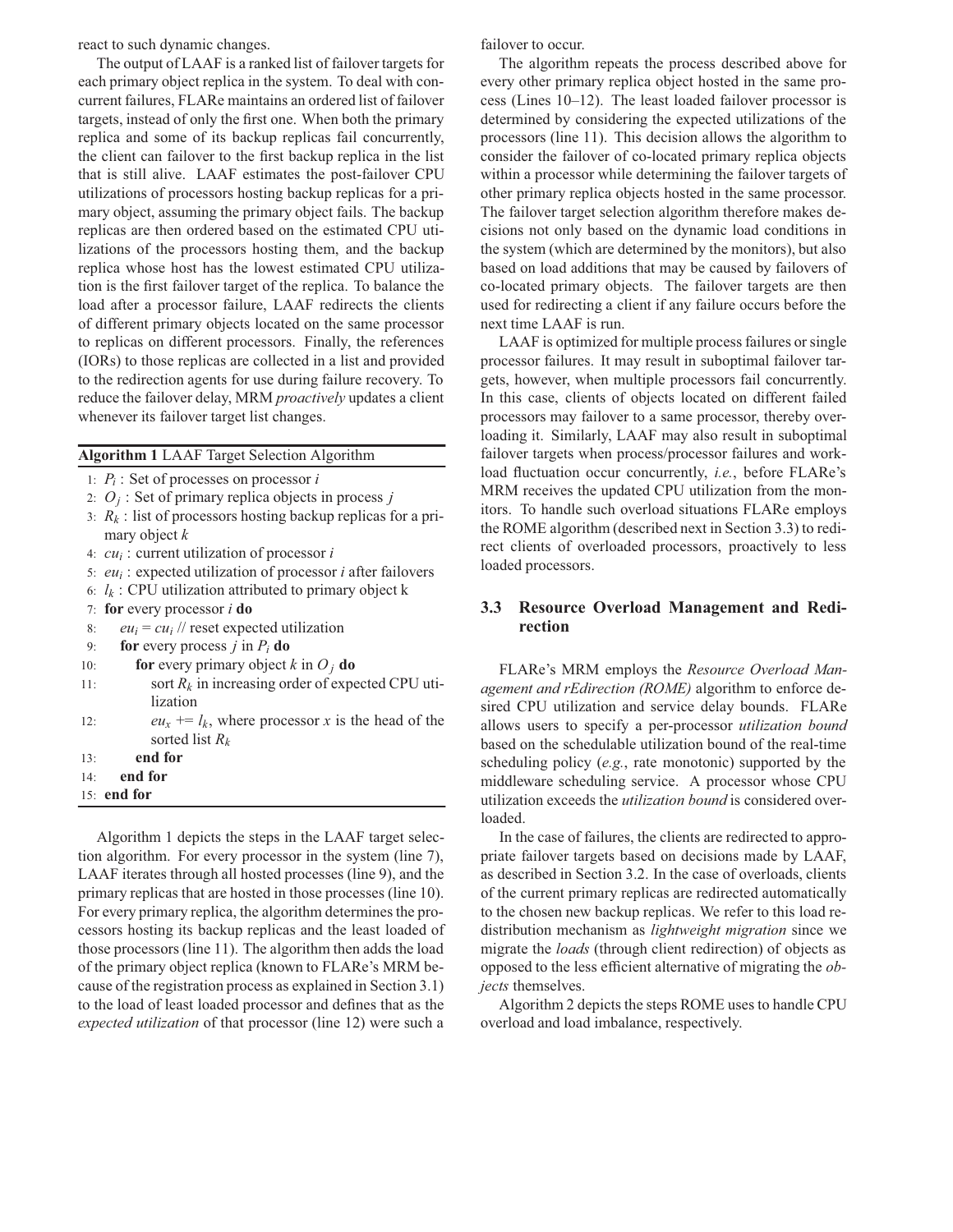react to such dynamic changes.

The output of LAAF is a ranked list of failover targets for each primary object replica in the system. To deal with concurrent failures, FLARe maintains an ordered list of failover targets, instead of only the first one. When both the primary replica and some of its backup replicas fail concurrently, the client can failover to the first backup replica in the list that is still alive. LAAF estimates the post-failover CPU utilizations of processors hosting backup replicas for a primary object, assuming the primary object fails. The backup replicas are then ordered based on the estimated CPU utilizations of the processors hosting them, and the backup replica whose host has the lowest estimated CPU utilization is the first failover target of the replica. To balance the load after a processor failure, LAAF redirects the clients of different primary objects located on the same processor to replicas on different processors. Finally, the references (IORs) to those replicas are collected in a list and provided to the redirection agents for use during failure recovery. To reduce the failover delay, MRM *proactively* updates a client whenever its failover target list changes.

**Algorithm 1** LAAF Target Selection Algorithm

```
1:  P_i : Set of processes on processor i
2:  O_j : Set of primary replica objects in process j
3:  R_k : list of processors hosting backup replicas for a primary object k
4:  cu_i : current utilization of processor i
5:  eu_i : expected utilization of processor i after failovers
6:  l_k : CPU utilization attributed to primary object k
7:  for every processor i do
8:    eu_i = cu_i // reset expected utilization
9:    for every process j in P_i do
10:     for every primary object k in O_j do
11:       sort R_k in increasing order of expected CPU utilization
12:       eu_x += l_k, where processor x is the head of the sorted list R_k
13:     end for
14:   end for
15: end for
```

Algorithm 1 depicts the steps in the LAAF target selection algorithm. For every processor in the system (line 7), LAAF iterates through all hosted processes (line 9), and the primary replicas that are hosted in those processes (line 10). For every primary replica, the algorithm determines the processors hosting its backup replicas and the least loaded of those processors (line 11). The algorithm then adds the load of the primary object replica (known to FLARe's MRM because of the registration process as explained in Section 3.1) to the load of least loaded processor and defines that as the *expected utilization* of that processor (line 12) were such a failover to occur.

The algorithm repeats the process described above for every other primary replica object hosted in the same process (Lines 10–12). The least loaded failover processor is determined by considering the expected utilizations of the processors (line 11). This decision allows the algorithm to consider the failover of co-located primary replica objects within a processor while determining the failover targets of other primary replica objects hosted in the same processor. The failover target selection algorithm therefore makes decisions not only based on the dynamic load conditions in the system (which are determined by the monitors), but also based on load additions that may be caused by failovers of co-located primary objects. The failover targets are then used for redirecting a client if any failure occurs before the next time LAAF is run.

LAAF is optimized for multiple process failures or single processor failures. It may result in suboptimal failover targets, however, when multiple processors fail concurrently. In this case, clients of objects located on different failed processors may failover to a same processor, thereby overloading it. Similarly, LAAF may also result in suboptimal failover targets when process/processor failures and workload fluctuation occur concurrently, *i.e.*, before FLARe's MRM receives the updated CPU utilization from the monitors. To handle such overload situations FLARe employs the ROME algorithm (described next in Section 3.3) to redirect clients of overloaded processors, proactively to less loaded processors.

### 3.3 Resource Overload Management and Redirection

FLARe's MRM employs the *Resource Overload Management and rEdirection (ROME)* algorithm to enforce desired CPU utilization and service delay bounds. FLARe allows users to specify a per-processor *utilization bound* based on the schedulable utilization bound of the real-time scheduling policy (*e.g.*, rate monotonic) supported by the middleware scheduling service. A processor whose CPU utilization exceeds the *utilization bound* is considered overloaded.

In the case of failures, the clients are redirected to appropriate failover targets based on decisions made by LAAF, as described in Section 3.2. In the case of overloads, clients of the current primary replicas are redirected automatically to the chosen new backup replicas. We refer to this load redistribution mechanism as *lightweight migration* since we migrate the *loads* (through client redirection) of objects as opposed to the less efficient alternative of migrating the *objects* themselves.

Algorithm 2 depicts the steps ROME uses to handle CPU overload and load imbalance, respectively.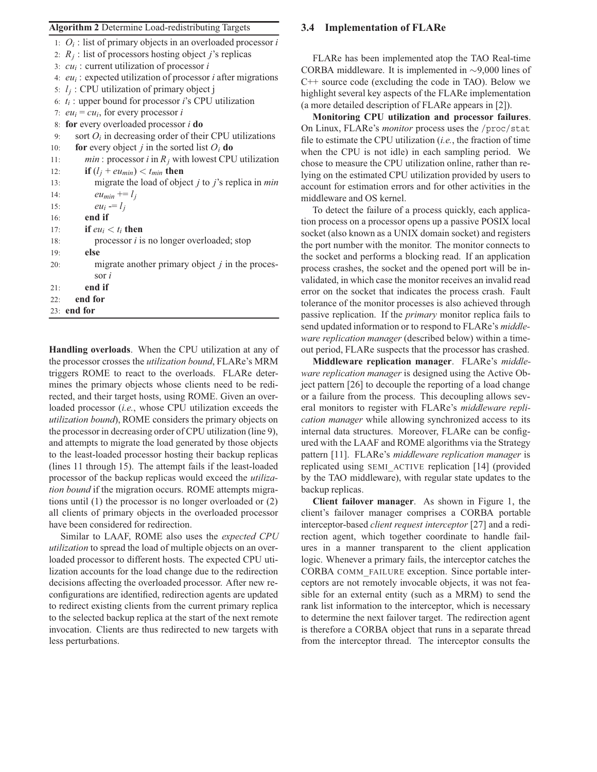**Algorithm 2** Determine Load-redistributing Targets

```
1:  O_i : list of primary objects in an overloaded processor i
2:  R_j : list of processors hosting object j's replicas
3:  cu_i : current utilization of processor i
4:  eu_i : expected utilization of processor i after migrations
5:  l_j : CPU utilization of primary object j
6:  t_i : upper bound for processor i's CPU utilization
7:  eu_i = cu_i, for every processor i
8:  for every overloaded processor i do
9:      sort O_i in decreasing order of their CPU utilizations
10:     for every object j in the sorted list O_i do
11:         min : processor i in R_j with lowest CPU utilization
12:         if (l_j + eu_min) < t_min then
13:             migrate the load of object j to j's replica in min
14:             eu_min += l_j
15:             eu_i -= l_j
16:         end if
17:         if eu_i < t_i then
18:             processor i is no longer overloaded; stop
19:         else
20:             migrate another primary object j in the processor i
21:         end if
22:     end for
23: end for
```

**Handling overloads**. When the CPU utilization at any of the processor crosses the *utilization bound*, FLARe's MRM triggers ROME to react to the overloads. FLARe determines the primary objects whose clients need to be redirected, and their target hosts, using ROME. Given an overloaded processor (*i.e.*, whose CPU utilization exceeds the *utilization bound*), ROME considers the primary objects on the processor in decreasing order of CPU utilization (line 9), and attempts to migrate the load generated by those objects to the least-loaded processor hosting their backup replicas (lines 11 through 15). The attempt fails if the least-loaded processor of the backup replicas would exceed the *utilization bound* if the migration occurs. ROME attempts migrations until (1) the processor is no longer overloaded or (2) all clients of primary objects in the overloaded processor have been considered for redirection.

Similar to LAAF, ROME also uses the *expected CPU utilization* to spread the load of multiple objects on an overloaded processor to different hosts. The expected CPU utilization accounts for the load change due to the redirection decisions affecting the overloaded processor. After new reconfigurations are identified, redirection agents are updated to redirect existing clients from the current primary replica to the selected backup replica at the start of the next remote invocation. Clients are thus redirected to new targets with less perturbations.

### 3.4 Implementation of FLARe

FLARe has been implemented atop the TAO Real-time CORBA middleware. It is implemented in ~9,000 lines of C++ source code (excluding the code in TAO). Below we highlight several key aspects of the FLARe implementation (a more detailed description of FLARe appears in [2]).

**Monitoring CPU utilization and processor failures**. On Linux, FLARe's *monitor* process uses the `/proc/stat` file to estimate the CPU utilization (*i.e.*, the fraction of time when the CPU is not idle) in each sampling period. We chose to measure the CPU utilization online, rather than relying on the estimated CPU utilization provided by users to account for estimation errors and for other activities in the middleware and OS kernel.

To detect the failure of a process quickly, each application process on a processor opens up a passive POSIX local socket (also known as a UNIX domain socket) and registers the port number with the monitor. The monitor connects to the socket and performs a blocking read. If an application process crashes, the socket and the opened port will be invalidated, in which case the monitor receives an invalid read error on the socket that indicates the process crash. Fault tolerance of the monitor processes is also achieved through passive replication. If the *primary* monitor replica fails to send updated information or to respond to FLARe's *middleware replication manager* (described below) within a timeout period, FLARe suspects that the processor has crashed.

**Middleware replication manager**. FLARe's *middleware replication manager* is designed using the Active Object pattern [26] to decouple the reporting of a load change or a failure from the process. This decoupling allows several monitors to register with FLARe's *middleware replication manager* while allowing synchronized access to its internal data structures. Moreover, FLARe can be configured with the LAAF and ROME algorithms via the Strategy pattern [11]. FLARe's *middleware replication manager* is replicated using SEMI_ACTIVE replication [14] (provided by the TAO middleware), with regular state updates to the backup replicas.

**Client failover manager**. As shown in Figure 1, the client's failover manager comprises a CORBA portable interceptor-based *client request interceptor* [27] and a redirection agent, which together coordinate to handle failures in a manner transparent to the client application logic. Whenever a primary fails, the interceptor catches the CORBA COMM_FAILURE exception. Since portable interceptors are not remotely invocable objects, it was not feasible for an external entity (such as a MRM) to send the rank list information to the interceptor, which is necessary to determine the next failover target. The redirection agent is therefore a CORBA object that runs in a separate thread from the interceptor thread. The interceptor consults the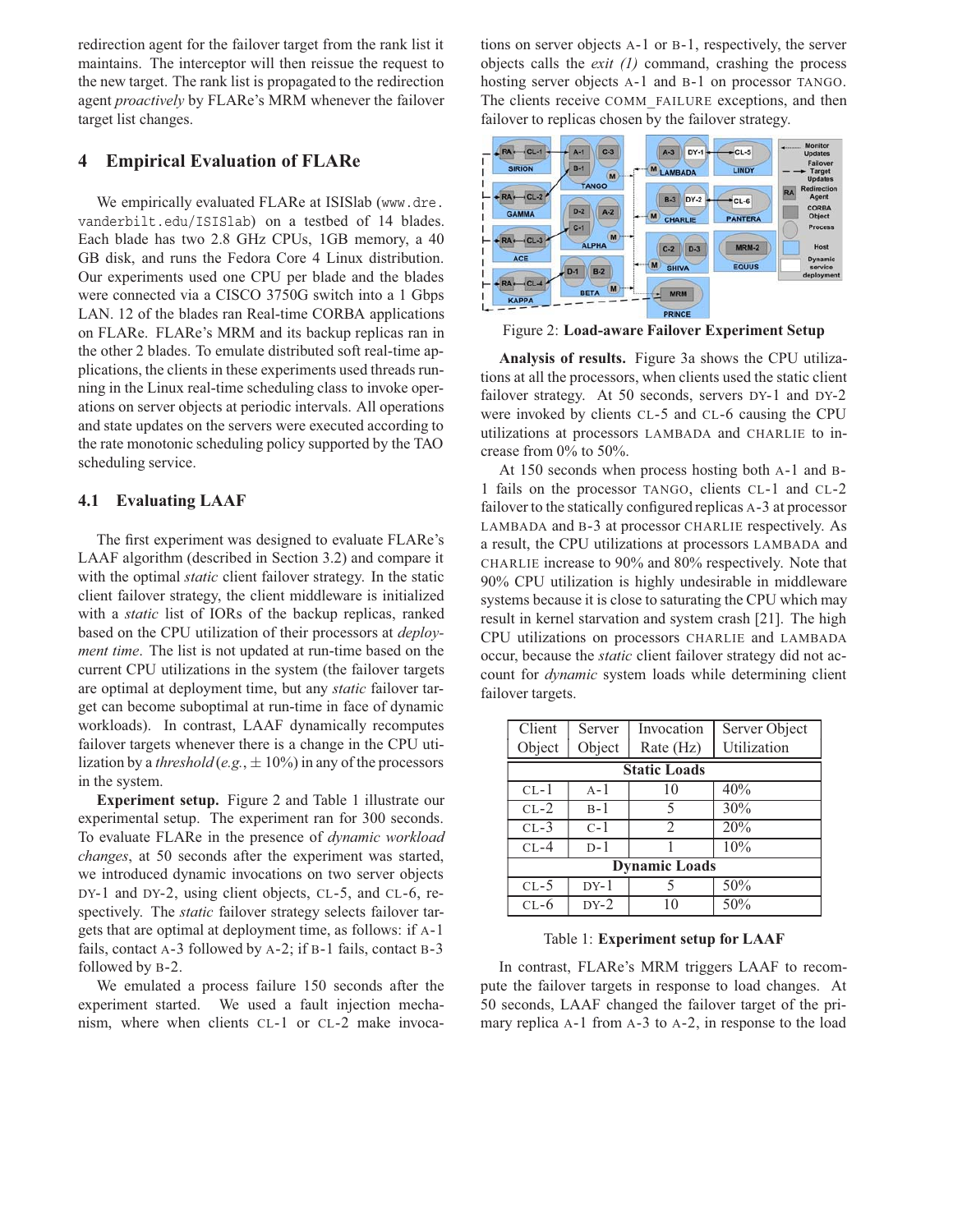redirection agent for the failover target from the rank list it maintains. The interceptor will then reissue the request to the new target. The rank list is propagated to the redirection agent *proactively* by FLARe's MRM whenever the failover target list changes.

## 4 Empirical Evaluation of FLARe

We empirically evaluated FLARe at ISISlab (www.dre.vanderbilt.edu/ISISlab) on a testbed of 14 blades. Each blade has two 2.8 GHz CPUs, 1GB memory, a 40 GB disk, and runs the Fedora Core 4 Linux distribution. Our experiments used one CPU per blade and the blades were connected via a CISCO 3750G switch into a 1 Gbps LAN. 12 of the blades ran Real-time CORBA applications on FLARe. FLARe's MRM and its backup replicas ran in the other 2 blades. To emulate distributed soft real-time applications, the clients in these experiments used threads running in the Linux real-time scheduling class to invoke operations on server objects at periodic intervals. All operations and state updates on the servers were executed according to the rate monotonic scheduling policy supported by the TAO scheduling service.

### 4.1 Evaluating LAAF

The first experiment was designed to evaluate FLARe's LAAF algorithm (described in Section 3.2) and compare it with the optimal *static* client failover strategy. In the static client failover strategy, the client middleware is initialized with a *static* list of IORs of the backup replicas, ranked based on the CPU utilization of their processors at *deployment time*. The list is not updated at run-time based on the current CPU utilizations in the system (the failover targets are optimal at deployment time, but any *static* failover target can become suboptimal at run-time in face of dynamic workloads). In contrast, LAAF dynamically recomputes failover targets whenever there is a change in the CPU utilization by a *threshold* (*e.g.*, ± 10%) in any of the processors in the system.

**Experiment setup.** Figure 2 and Table 1 illustrate our experimental setup. The experiment ran for 300 seconds. To evaluate FLARe in the presence of *dynamic workload changes*, at 50 seconds after the experiment was started, we introduced dynamic invocations on two server objects DY-1 and DY-2, using client objects, CL-5, and CL-6, respectively. The *static* failover strategy selects failover targets that are optimal at deployment time, as follows: if A-1 fails, contact A-3 followed by A-2; if B-1 fails, contact B-3 followed by B-2.

We emulated a process failure 150 seconds after the experiment started. We used a fault injection mechanism, where when clients CL-1 or CL-2 make invocations on server objects A-1 or B-1, respectively, the server objects calls the *exit (1)* command, crashing the process hosting server objects A-1 and B-1 on processor TANGO. The clients receive COMM_FAILURE exceptions, and then failover to replicas chosen by the failover strategy.

RA CL-1 SIRION
RA CL-2 GAMMA
RA CL-3 ACE
RA CL-4 KAPPA
A-1 C-3 B-1 M TANGO
D-2 A-2 C-1 M ALPHA
D-1 B-2 M BETA
A-3 DY-1 M LAMBADA
B-3 DY-2 M CHARLIE
C-2 D-3 M SHIVA
MRM PRINCE
CL-5 LINDY
CL-6 PANTERA
MRM-2 EQUUS
Monitor Updates
Failover Target Updates
RA Redirection Agent
CORBA Object
Process
Host
Dynamic service deployment

Figure 2: **Load-aware Failover Experiment Setup**

**Analysis of results.** Figure 3a shows the CPU utilizations at all the processors, when clients used the static client failover strategy. At 50 seconds, servers DY-1 and DY-2 were invoked by clients CL-5 and CL-6 causing the CPU utilizations at processors LAMBADA and CHARLIE to increase from 0% to 50%.

At 150 seconds when process hosting both A-1 and B-1 fails on the processor TANGO, clients CL-1 and CL-2 failover to the statically configured replicas A-3 at processor LAMBADA and B-3 at processor CHARLIE respectively. As a result, the CPU utilizations at processors LAMBADA and CHARLIE increase to 90% and 80% respectively. Note that 90% CPU utilization is highly undesirable in middleware systems because it is close to saturating the CPU which may result in kernel starvation and system crash [21]. The high CPU utilizations on processors CHARLIE and LAMBADA occur, because the *static* client failover strategy did not account for *dynamic* system loads while determining client failover targets.

| Client Object | Server Object | Invocation Rate (Hz) | Server Object Utilization |
|---|---|---|---|
| **Static Loads** | | | |
| CL-1 | A-1 | 10 | 40% |
| CL-2 | B-1 | 5 | 30% |
| CL-3 | C-1 | 2 | 20% |
| CL-4 | D-1 | 1 | 10% |
| **Dynamic Loads** | | | |
| CL-5 | DY-1 | 5 | 50% |
| CL-6 | DY-2 | 10 | 50% |

Table 1: **Experiment setup for LAAF**

In contrast, FLARe's MRM triggers LAAF to recompute the failover targets in response to load changes. At 50 seconds, LAAF changed the failover target of the primary replica A-1 from A-3 to A-2, in response to the load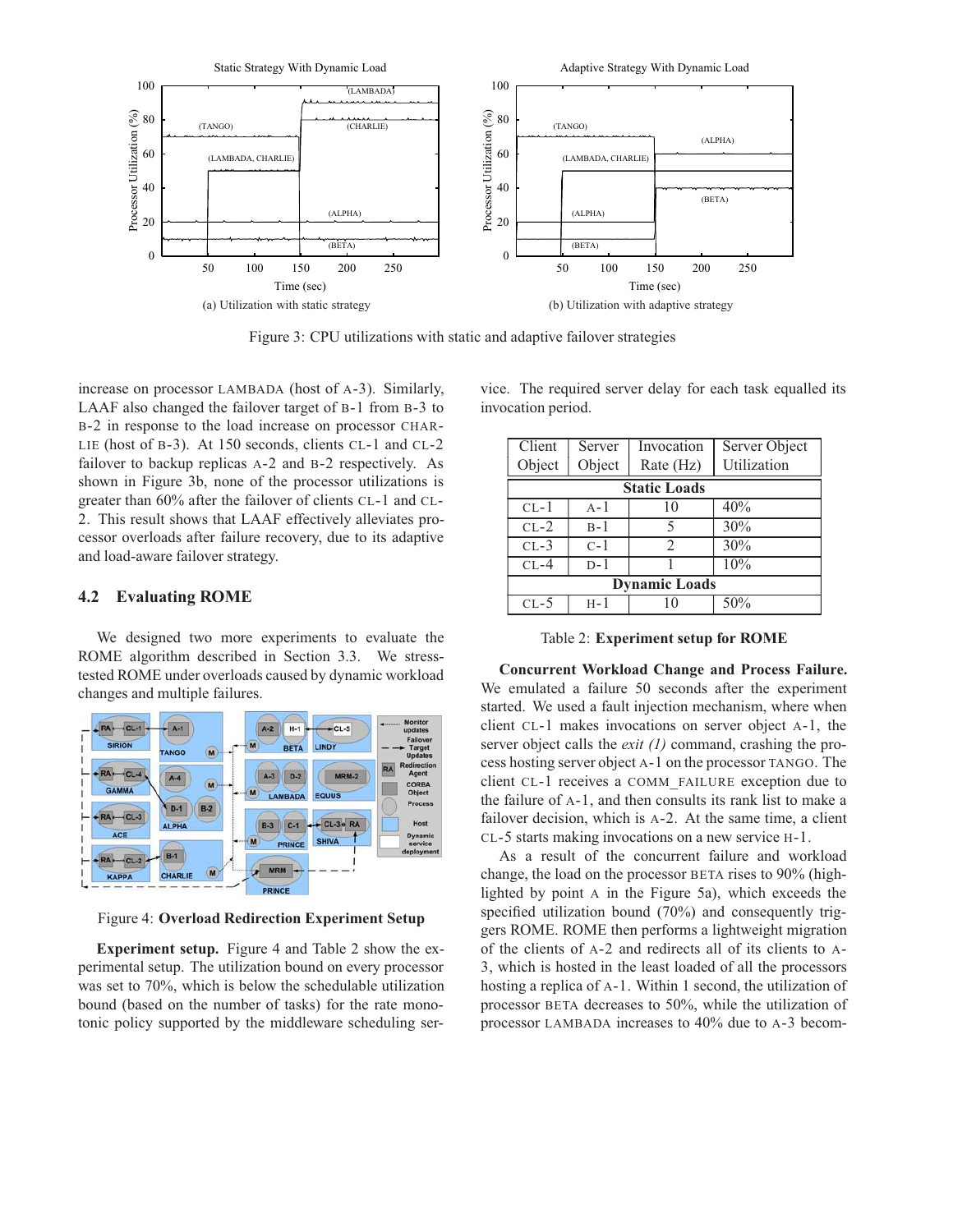Static Strategy With Dynamic Load

100
80
60
40
20
0

Processor Utilization (%)

(LAMBADA)
(TANGO)
(CHARLIE)
(LAMBADA, CHARLIE)
(ALPHA)
(BETA)

50 100 150 200 250

Time (sec)

(a) Utilization with static strategy

Adaptive Strategy With Dynamic Load

100
80
60
40
20
0

Processor Utilization (%)

(TANGO)
(ALPHA)
(LAMBADA, CHARLIE)
(BETA)
(ALPHA)
(BETA)

50 100 150 200 250

Time (sec)

(b) Utilization with adaptive strategy

Figure 3: CPU utilizations with static and adaptive failover strategies

increase on processor LAMBADA (host of A-3). Similarly, LAAF also changed the failover target of B-1 from B-3 to B-2 in response to the load increase on processor CHARLIE (host of B-3). At 150 seconds, clients CL-1 and CL-2 failover to backup replicas A-2 and B-2 respectively. As shown in Figure 3b, none of the processor utilizations is greater than 60% after the failover of clients CL-1 and CL-2. This result shows that LAAF effectively alleviates processor overloads after failure recovery, due to its adaptive and load-aware failover strategy.

### 4.2 Evaluating ROME

We designed two more experiments to evaluate the ROME algorithm described in Section 3.3. We stress-tested ROME under overloads caused by dynamic workload changes and multiple failures.

RA CL-1 SIRION
A-1 TANGO M
A-2 H-1 BETA M
CL-5 LINDY
RA CL-4 GAMMA
A-4 M
A-3 D-2 LAMBADA M
MRM-2 EQUUS
D-1 B-2 ALPHA
RA CL-3 ACE
B-3 C-1 PRINCE M
CL-3 RA SHIVA
RA CL-2 KAPPA
B-1 CHARLIE M
MRM PRINCE

Monitor updates
Failover Target Updates
RA Redirection Agent
CORBA Object
Process
Host
Dynamic service deployment

Figure 4: **Overload Redirection Experiment Setup**

**Experiment setup.** Figure 4 and Table 2 show the experimental setup. The utilization bound on every processor was set to 70%, which is below the schedulable utilization bound (based on the number of tasks) for the rate monotonic policy supported by the middleware scheduling service. The required server delay for each task equalled its invocation period.

| Client Object | Server Object | Invocation Rate (Hz) | Server Object Utilization |
|---|---|---|---|
| **Static Loads** | | | |
| CL-1 | A-1 | 10 | 40% |
| CL-2 | B-1 | 5 | 30% |
| CL-3 | C-1 | 2 | 30% |
| CL-4 | D-1 | 1 | 10% |
| **Dynamic Loads** | | | |
| CL-5 | H-1 | 10 | 50% |

Table 2: **Experiment setup for ROME**

**Concurrent Workload Change and Process Failure.** We emulated a failure 50 seconds after the experiment started. We used a fault injection mechanism, where when client CL-1 makes invocations on server object A-1, the server object calls the *exit (1)* command, crashing the process hosting server object A-1 on the processor TANGO. The client CL-1 receives a COMM_FAILURE exception due to the failure of A-1, and then consults its rank list to make a failover decision, which is A-2. At the same time, a client CL-5 starts making invocations on a new service H-1.

As a result of the concurrent failure and workload change, the load on the processor BETA rises to 90% (highlighted by point A in the Figure 5a), which exceeds the specified utilization bound (70%) and consequently triggers ROME. ROME then performs a lightweight migration of the clients of A-2 and redirects all of its clients to A-3, which is hosted in the least loaded of all the processors hosting a replica of A-1. Within 1 second, the utilization of processor BETA decreases to 50%, while the utilization of processor LAMBADA increases to 40% due to A-3 becom-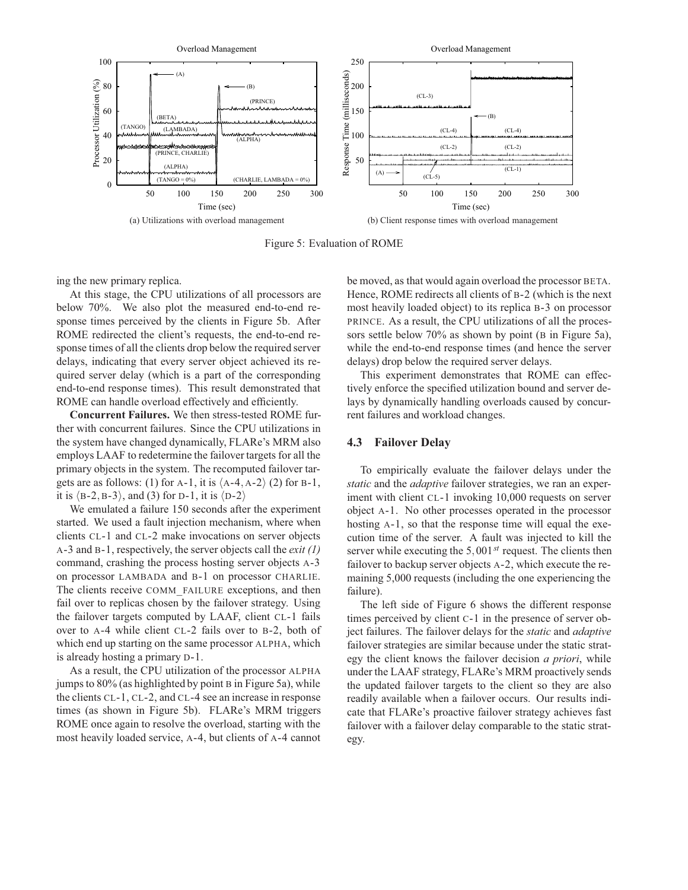Overload Management

100
80
60
40
20
0
Processor Utilization (%)
(A)
(B)
(PRINCE)
(BETA)
(TANGO)
(LAMBADA)
(ALPHA)
(PRINCE, CHARLIE)
(ALPHA)
(TANGO = 0%)
(CHARLIE, LAMBADA = 0%)
50 100 150 200 250 300
Time (sec)

(a) Utilizations with overload management

Overload Management

250
200
150
100
50
Response Time (milliseconds)
(CL-3)
(B)
(CL-4)
(CL-4)
(CL-2)
(CL-2)
(CL-1)
(A)
(CL-5)
50 100 150 200 250 300
Time (sec)

(b) Client response times with overload management

Figure 5: Evaluation of ROME

ing the new primary replica.

At this stage, the CPU utilizations of all processors are below 70%. We also plot the measured end-to-end response times perceived by the clients in Figure 5b. After ROME redirected the client's requests, the end-to-end response times of all the clients drop below the required server delays, indicating that every server object achieved its required server delay (which is a part of the corresponding end-to-end response times). This result demonstrated that ROME can handle overload effectively and efficiently.

**Concurrent Failures.** We then stress-tested ROME further with concurrent failures. Since the CPU utilizations in the system have changed dynamically, FLARe's MRM also employs LAAF to redetermine the failover targets for all the primary objects in the system. The recomputed failover targets are as follows: (1) for A-1, it is $\langle$A-4, A-2$\rangle$ (2) for B-1, it is $\langle$B-2, B-3$\rangle$, and (3) for D-1, it is $\langle$D-2$\rangle$

We emulated a failure 150 seconds after the experiment started. We used a fault injection mechanism, where when clients CL-1 and CL-2 make invocations on server objects A-3 and B-1, respectively, the server objects call the *exit (1)* command, crashing the process hosting server objects A-3 on processor LAMBADA and B-1 on processor CHARLIE. The clients receive COMM_FAILURE exceptions, and then fail over to replicas chosen by the failover strategy. Using the failover targets computed by LAAF, client CL-1 fails over to A-4 while client CL-2 fails over to B-2, both of which end up starting on the same processor ALPHA, which is already hosting a primary D-1.

As a result, the CPU utilization of the processor ALPHA jumps to 80% (as highlighted by point B in Figure 5a), while the clients CL-1, CL-2, and CL-4 see an increase in response times (as shown in Figure 5b). FLARe's MRM triggers ROME once again to resolve the overload, starting with the most heavily loaded service, A-4, but clients of A-4 cannot be moved, as that would again overload the processor BETA. Hence, ROME redirects all clients of B-2 (which is the next most heavily loaded object) to its replica B-3 on processor PRINCE. As a result, the CPU utilizations of all the processors settle below 70% as shown by point (B in Figure 5a), while the end-to-end response times (and hence the server delays) drop below the required server delays.

This experiment demonstrates that ROME can effectively enforce the specified utilization bound and server delays by dynamically handling overloads caused by concurrent failures and workload changes.

### 4.3 Failover Delay

To empirically evaluate the failover delays under the *static* and the *adaptive* failover strategies, we ran an experiment with client CL-1 invoking 10,000 requests on server object A-1. No other processes operated in the processor hosting A-1, so that the response time will equal the execution time of the server. A fault was injected to kill the server while executing the $5,001^{st}$ request. The clients then failover to backup server objects A-2, which execute the remaining 5,000 requests (including the one experiencing the failure).

The left side of Figure 6 shows the different response times perceived by client C-1 in the presence of server object failures. The failover delays for the *static* and *adaptive* failover strategies are similar because under the static strategy the client knows the failover decision *a priori*, while under the LAAF strategy, FLARe's MRM proactively sends the updated failover targets to the client so they are also readily available when a failover occurs. Our results indicate that FLARe's proactive failover strategy achieves fast failover with a failover delay comparable to the static strategy.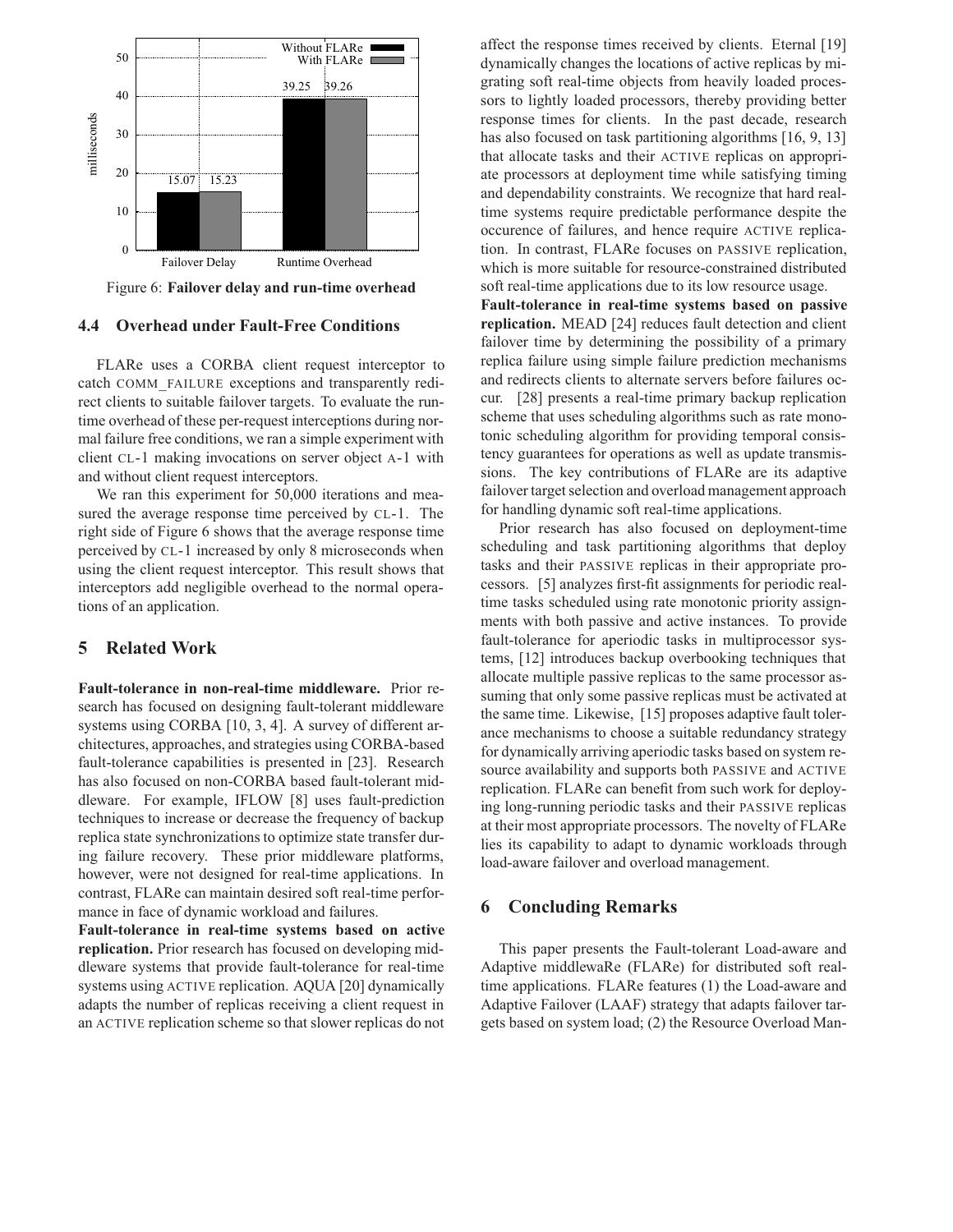milliseconds

50

40

30

20

10

0

Without FLARe
With FLARe

15.07 15.23

39.25 39.26

Failover Delay

Runtime Overhead

Figure 6: **Failover delay and run-time overhead**

### 4.4 Overhead under Fault-Free Conditions

FLARe uses a CORBA client request interceptor to catch COMM_FAILURE exceptions and transparently redirect clients to suitable failover targets. To evaluate the runtime overhead of these per-request interceptions during normal failure free conditions, we ran a simple experiment with client CL-1 making invocations on server object A-1 with and without client request interceptors.

We ran this experiment for 50,000 iterations and measured the average response time perceived by CL-1. The right side of Figure 6 shows that the average response time perceived by CL-1 increased by only 8 microseconds when using the client request interceptor. This result shows that interceptors add negligible overhead to the normal operations of an application.

## 5 Related Work

**Fault-tolerance in non-real-time middleware.** Prior research has focused on designing fault-tolerant middleware systems using CORBA [10, 3, 4]. A survey of different architectures, approaches, and strategies using CORBA-based fault-tolerance capabilities is presented in [23]. Research has also focused on non-CORBA based fault-tolerant middleware. For example, IFLOW [8] uses fault-prediction techniques to increase or decrease the frequency of backup replica state synchronizations to optimize state transfer during failure recovery. These prior middleware platforms, however, were not designed for real-time applications. In contrast, FLARe can maintain desired soft real-time performance in face of dynamic workload and failures.

**Fault-tolerance in real-time systems based on active replication.** Prior research has focused on developing middleware systems that provide fault-tolerance for real-time systems using ACTIVE replication. AQUA [20] dynamically adapts the number of replicas receiving a client request in an ACTIVE replication scheme so that slower replicas do not affect the response times received by clients. Eternal [19] dynamically changes the locations of active replicas by migrating soft real-time objects from heavily loaded processors to lightly loaded processors, thereby providing better response times for clients. In the past decade, research has also focused on task partitioning algorithms [16, 9, 13] that allocate tasks and their ACTIVE replicas on appropriate processors at deployment time while satisfying timing and dependability constraints. We recognize that hard real-time systems require predictable performance despite the occurence of failures, and hence require ACTIVE replication. In contrast, FLARe focuses on PASSIVE replication, which is more suitable for resource-constrained distributed soft real-time applications due to its low resource usage.

**Fault-tolerance in real-time systems based on passive replication.** MEAD [24] reduces fault detection and client failover time by determining the possibility of a primary replica failure using simple failure prediction mechanisms and redirects clients to alternate servers before failures occur. [28] presents a real-time primary backup replication scheme that uses scheduling algorithms such as rate monotonic scheduling algorithm for providing temporal consistency guarantees for operations as well as update transmissions. The key contributions of FLARe are its adaptive failover target selection and overload management approach for handling dynamic soft real-time applications.

Prior research has also focused on deployment-time scheduling and task partitioning algorithms that deploy tasks and their PASSIVE replicas in their appropriate processors. [5] analyzes first-fit assignments for periodic real-time tasks scheduled using rate monotonic priority assignments with both passive and active instances. To provide fault-tolerance for aperiodic tasks in multiprocessor systems, [12] introduces backup overbooking techniques that allocate multiple passive replicas to the same processor assuming that only some passive replicas must be activated at the same time. Likewise, [15] proposes adaptive fault tolerance mechanisms to choose a suitable redundancy strategy for dynamically arriving aperiodic tasks based on system resource availability and supports both PASSIVE and ACTIVE replication. FLARe can benefit from such work for deploying long-running periodic tasks and their PASSIVE replicas at their most appropriate processors. The novelty of FLARe lies its capability to adapt to dynamic workloads through load-aware failover and overload management.

## 6 Concluding Remarks

This paper presents the Fault-tolerant Load-aware and Adaptive middlewaRe (FLARe) for distributed soft real-time applications. FLARe features (1) the Load-aware and Adaptive Failover (LAAF) strategy that adapts failover targets based on system load; (2) the Resource Overload Man-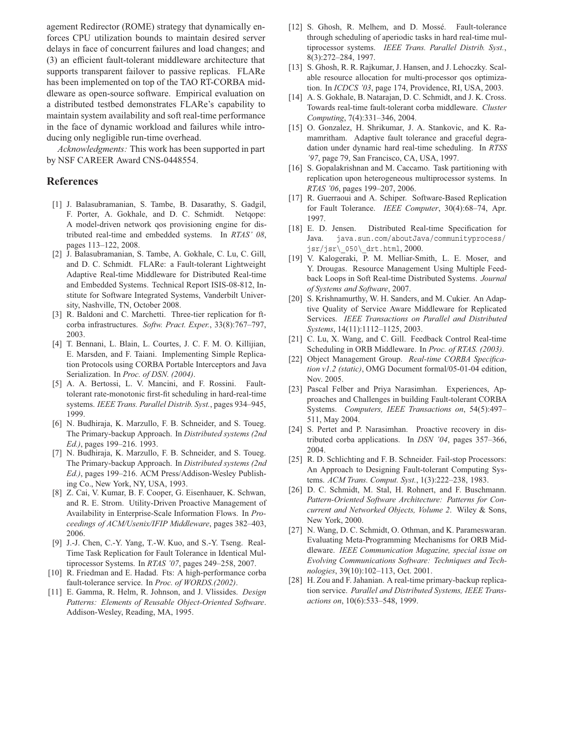agement Redirector (ROME) strategy that dynamically enforces CPU utilization bounds to maintain desired server delays in face of concurrent failures and load changes; and (3) an efficient fault-tolerant middleware architecture that supports transparent failover to passive replicas. FLARe has been implemented on top of the TAO RT-CORBA middleware as open-source software. Empirical evaluation on a distributed testbed demonstrates FLARe's capability to maintain system availability and soft real-time performance in the face of dynamic workload and failures while introducing only negligible run-time overhead.

*Acknowledgments:* This work has been supported in part by NSF CAREER Award CNS-0448554.

## References

[1] J. Balasubramanian, S. Tambe, B. Dasarathy, S. Gadgil, F. Porter, A. Gokhale, and D. C. Schmidt. Netqope: A model-driven network qos provisioning engine for distributed real-time and embedded systems. In *RTAS' 08*, pages 113–122, 2008.

[2] J. Balasubramanian, S. Tambe, A. Gokhale, C. Lu, C. Gill, and D. C. Schmidt. FLARe: a Fault-tolerant Lightweight Adaptive Real-time Middleware for Distributed Real-time and Embedded Systems. Technical Report ISIS-08-812, Institute for Software Integrated Systems, Vanderbilt University, Nashville, TN, October 2008.

[3] R. Baldoni and C. Marchetti. Three-tier replication for ft-corba infrastructures. *Softw. Pract. Exper.*, 33(8):767–797, 2003.

[4] T. Bennani, L. Blain, L. Courtes, J. C. F. M. O. Killijian, E. Marsden, and F. Taiani. Implementing Simple Replication Protocols using CORBA Portable Interceptors and Java Serialization. In *Proc. of DSN. (2004)*.

[5] A. A. Bertossi, L. V. Mancini, and F. Rossini. Fault-tolerant rate-monotonic first-fit scheduling in hard-real-time systems. *IEEE Trans. Parallel Distrib. Syst.*, pages 934–945, 1999.

[6] N. Budhiraja, K. Marzullo, F. B. Schneider, and S. Toueg. The Primary-backup Approach. In *Distributed systems (2nd Ed.)*, pages 199–216. 1993.

[7] N. Budhiraja, K. Marzullo, F. B. Schneider, and S. Toueg. The Primary-backup Approach. In *Distributed systems (2nd Ed.)*, pages 199–216. ACM Press/Addison-Wesley Publishing Co., New York, NY, USA, 1993.

[8] Z. Cai, V. Kumar, B. F. Cooper, G. Eisenhauer, K. Schwan, and R. E. Strom. Utility-Driven Proactive Management of Availability in Enterprise-Scale Information Flows. In *Proceedings of ACM/Usenix/IFIP Middleware*, pages 382–403, 2006.

[9] J.-J. Chen, C.-Y. Yang, T.-W. Kuo, and S.-Y. Tseng. Real-Time Task Replication for Fault Tolerance in Identical Multiprocessor Systems. In *RTAS '07*, pages 249–258, 2007.

[10] R. Friedman and E. Hadad. Fts: A high-performance corba fault-tolerance service. In *Proc. of WORDS.(2002)*.

[11] E. Gamma, R. Helm, R. Johnson, and J. Vlissides. *Design Patterns: Elements of Reusable Object-Oriented Software*. Addison-Wesley, Reading, MA, 1995.

[12] S. Ghosh, R. Melhem, and D. Mossé. Fault-tolerance through scheduling of aperiodic tasks in hard real-time multiprocessor systems. *IEEE Trans. Parallel Distrib. Syst.*, 8(3):272–284, 1997.

[13] S. Ghosh, R. R. Rajkumar, J. Hansen, and J. Lehoczky. Scalable resource allocation for multi-processor qos optimization. In *ICDCS '03*, page 174, Providence, RI, USA, 2003.

[14] A. S. Gokhale, B. Natarajan, D. C. Schmidt, and J. K. Cross. Towards real-time fault-tolerant corba middleware. *Cluster Computing*, 7(4):331–346, 2004.

[15] O. Gonzalez, H. Shrikumar, J. A. Stankovic, and K. Ramamritham. Adaptive fault tolerance and graceful degradation under dynamic hard real-time scheduling. In *RTSS '97*, page 79, San Francisco, CA, USA, 1997.

[16] S. Gopalakrishnan and M. Caccamo. Task partitioning with replication upon heterogeneous multiprocessor systems. In *RTAS '06*, pages 199–207, 2006.

[17] R. Guerraoui and A. Schiper. Software-Based Replication for Fault Tolerance. *IEEE Computer*, 30(4):68–74, Apr. 1997.

[18] E. D. Jensen. Distributed Real-time Specification for Java. java.sun.com/aboutJava/communityprocess/jsr/jsr\_050\_drt.html, 2000.

[19] V. Kalogeraki, P. M. Melliar-Smith, L. E. Moser, and Y. Drougas. Resource Management Using Multiple Feedback Loops in Soft Real-time Distributed Systems. *Journal of Systems and Software*, 2007.

[20] S. Krishnamurthy, W. H. Sanders, and M. Cukier. An Adaptive Quality of Service Aware Middleware for Replicated Services. *IEEE Transactions on Parallel and Distributed Systems*, 14(11):1112–1125, 2003.

[21] C. Lu, X. Wang, and C. Gill. Feedback Control Real-time Scheduling in ORB Middleware. In *Proc. of RTAS. (2003)*.

[22] Object Management Group. *Real-time CORBA Specification v1.2 (static)*, OMG Document formal/05-01-04 edition, Nov. 2005.

[23] Pascal Felber and Priya Narasimhan. Experiences, Approaches and Challenges in building Fault-tolerant CORBA Systems. *Computers, IEEE Transactions on*, 54(5):497–511, May 2004.

[24] S. Pertet and P. Narasimhan. Proactive recovery in distributed corba applications. In *DSN '04*, pages 357–366, 2004.

[25] R. D. Schlichting and F. B. Schneider. Fail-stop Processors: An Approach to Designing Fault-tolerant Computing Systems. *ACM Trans. Comput. Syst.*, 1(3):222–238, 1983.

[26] D. C. Schmidt, M. Stal, H. Rohnert, and F. Buschmann. *Pattern-Oriented Software Architecture: Patterns for Concurrent and Networked Objects, Volume 2*. Wiley & Sons, New York, 2000.

[27] N. Wang, D. C. Schmidt, O. Othman, and K. Parameswaran. Evaluating Meta-Programming Mechanisms for ORB Middleware. *IEEE Communication Magazine, special issue on Evolving Communications Software: Techniques and Technologies*, 39(10):102–113, Oct. 2001.

[28] H. Zou and F. Jahanian. A real-time primary-backup replication service. *Parallel and Distributed Systems, IEEE Transactions on*, 10(6):533–548, 1999.